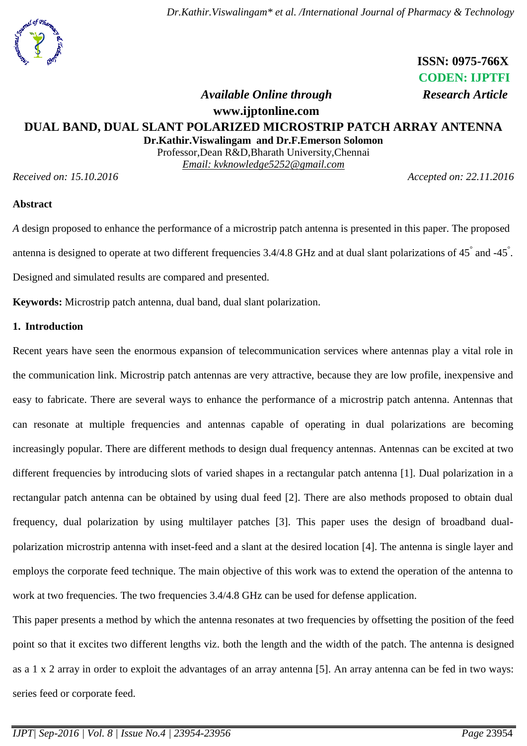ISSN: 0975-766X
CODEN: IJPTFI

*Available Online through* *Research Article*

**www.ijptonline.com**

# DUAL BAND, DUAL SLANT POLARIZED MICROSTRIP PATCH ARRAY ANTENNA

**Dr.Kathir.Viswalingam and Dr.F.Emerson Solomon**

Professor,Dean R&D,Bharath University,Chennai

*Email: kvknowledge5252@gmail.com*

*Received on: 15.10.2016* *Accepted on: 22.11.2016*

## Abstract

*A* design proposed to enhance the performance of a microstrip patch antenna is presented in this paper. The proposed antenna is designed to operate at two different frequencies 3.4/4.8 GHz and at dual slant polarizations of $45^{\circ}$ and $-45^{\circ}$. Designed and simulated results are compared and presented.

**Keywords:** Microstrip patch antenna, dual band, dual slant polarization.

## 1. Introduction

Recent years have seen the enormous expansion of telecommunication services where antennas play a vital role in the communication link. Microstrip patch antennas are very attractive, because they are low profile, inexpensive and easy to fabricate. There are several ways to enhance the performance of a microstrip patch antenna. Antennas that can resonate at multiple frequencies and antennas capable of operating in dual polarizations are becoming increasingly popular. There are different methods to design dual frequency antennas. Antennas can be excited at two different frequencies by introducing slots of varied shapes in a rectangular patch antenna [1]. Dual polarization in a rectangular patch antenna can be obtained by using dual feed [2]. There are also methods proposed to obtain dual frequency, dual polarization by using multilayer patches [3]. This paper uses the design of broadband dual-polarization microstrip antenna with inset-feed and a slant at the desired location [4]. The antenna is single layer and employs the corporate feed technique. The main objective of this work was to extend the operation of the antenna to work at two frequencies. The two frequencies 3.4/4.8 GHz can be used for defense application.

This paper presents a method by which the antenna resonates at two frequencies by offsetting the position of the feed point so that it excites two different lengths viz. both the length and the width of the patch. The antenna is designed as a 1 x 2 array in order to exploit the advantages of an array antenna [5]. An array antenna can be fed in two ways: series feed or corporate feed.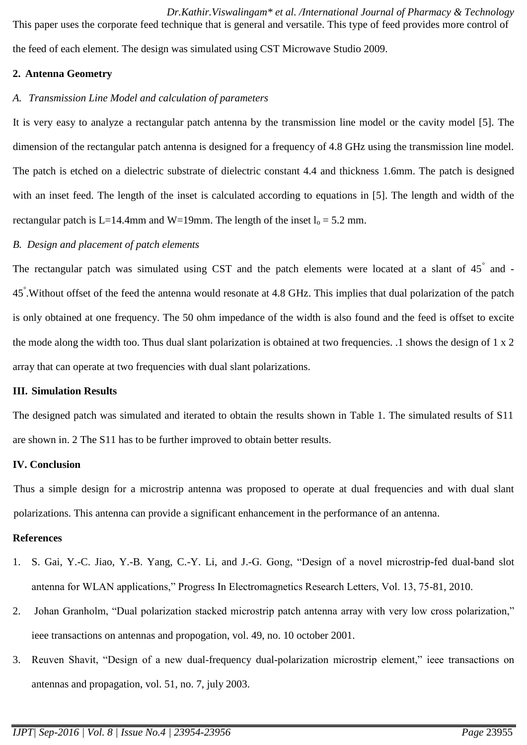This paper uses the corporate feed technique that is general and versatile. This type of feed provides more control of the feed of each element. The design was simulated using CST Microwave Studio 2009.

## 2. Antenna Geometry

### *A. Transmission Line Model and calculation of parameters*

It is very easy to analyze a rectangular patch antenna by the transmission line model or the cavity model [5]. The dimension of the rectangular patch antenna is designed for a frequency of 4.8 GHz using the transmission line model. The patch is etched on a dielectric substrate of dielectric constant 4.4 and thickness 1.6mm. The patch is designed with an inset feed. The length of the inset is calculated according to equations in [5]. The length and width of the rectangular patch is L=14.4mm and W=19mm. The length of the inset $l_o$ = 5.2 mm.

### *B. Design and placement of patch elements*

The rectangular patch was simulated using CST and the patch elements were located at a slant of $45^{\circ}$ and -$45^{\circ}$.Without offset of the feed the antenna would resonate at 4.8 GHz. This implies that dual polarization of the patch is only obtained at one frequency. The 50 ohm impedance of the width is also found and the feed is offset to excite the mode along the width too. Thus dual slant polarization is obtained at two frequencies. .1 shows the design of 1 x 2 array that can operate at two frequencies with dual slant polarizations.

## III. Simulation Results

The designed patch was simulated and iterated to obtain the results shown in Table 1. The simulated results of S11 are shown in. 2 The S11 has to be further improved to obtain better results.

## IV. Conclusion

Thus a simple design for a microstrip antenna was proposed to operate at dual frequencies and with dual slant polarizations. This antenna can provide a significant enhancement in the performance of an antenna.

## References

1. S. Gai, Y.-C. Jiao, Y.-B. Yang, C.-Y. Li, and J.-G. Gong, "Design of a novel microstrip-fed dual-band slot antenna for WLAN applications," Progress In Electromagnetics Research Letters, Vol. 13, 75-81, 2010.
2. Johan Granholm, "Dual polarization stacked microstrip patch antenna array with very low cross polarization," ieee transactions on antennas and propogation, vol. 49, no. 10 october 2001.
3. Reuven Shavit, "Design of a new dual-frequency dual-polarization microstrip element," ieee transactions on antennas and propagation, vol. 51, no. 7, july 2003.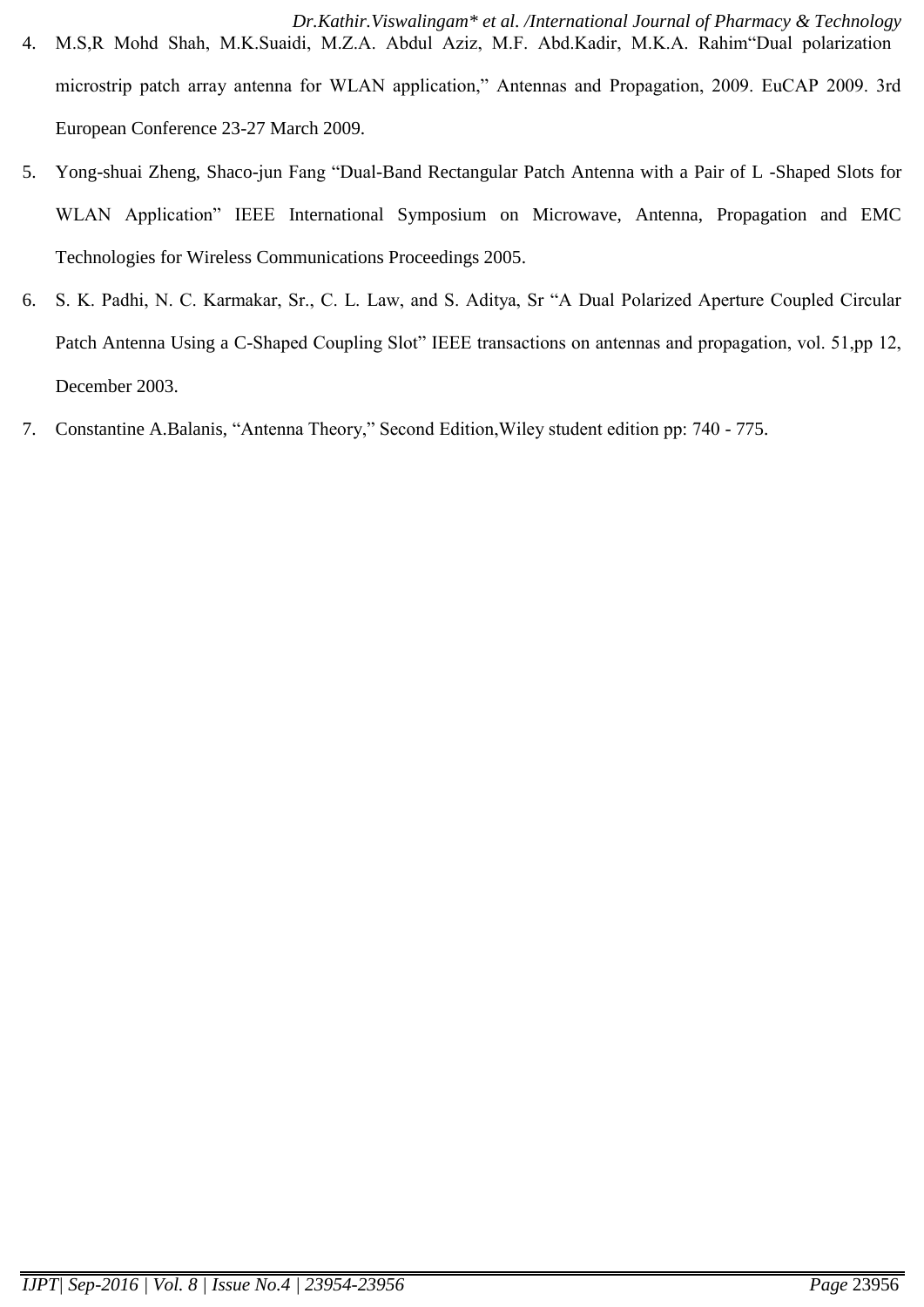4. M.S,R Mohd Shah, M.K.Suaidi, M.Z.A. Abdul Aziz, M.F. Abd.Kadir, M.K.A. Rahim"Dual polarization microstrip patch array antenna for WLAN application," Antennas and Propagation, 2009. EuCAP 2009. 3rd European Conference 23-27 March 2009.
5. Yong-shuai Zheng, Shaco-jun Fang "Dual-Band Rectangular Patch Antenna with a Pair of L -Shaped Slots for WLAN Application" IEEE International Symposium on Microwave, Antenna, Propagation and EMC Technologies for Wireless Communications Proceedings 2005.
6. S. K. Padhi, N. C. Karmakar, Sr., C. L. Law, and S. Aditya, Sr "A Dual Polarized Aperture Coupled Circular Patch Antenna Using a C-Shaped Coupling Slot" IEEE transactions on antennas and propagation, vol. 51,pp 12, December 2003.
7. Constantine A.Balanis, "Antenna Theory," Second Edition,Wiley student edition pp: 740 - 775.